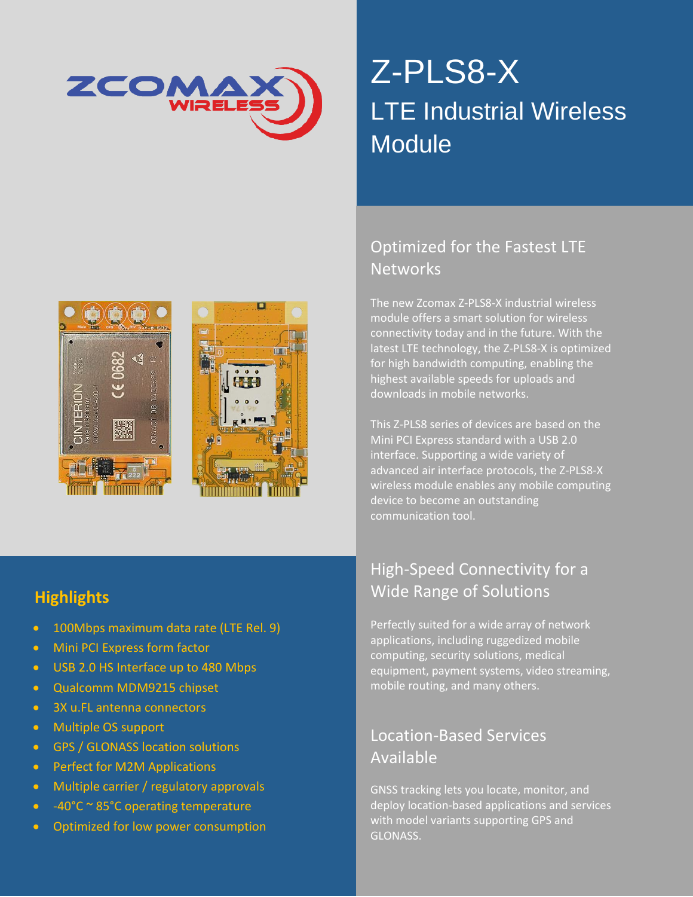ZCOMAX WIRELESS

# Z-PLS8-X

## LTE Industrial Wireless Module

### Optimized for the Fastest LTE Networks

The new Zcomax Z-PLS8-X industrial wireless module offers a smart solution for wireless connectivity today and in the future. With the latest LTE technology, the Z-PLS8-X is optimized for high bandwidth computing, enabling the highest available speeds for uploads and downloads in mobile networks.

This Z-PLS8 series of devices are based on the Mini PCI Express standard with a USB 2.0 interface. Supporting a wide variety of advanced air interface protocols, the Z-PLS8-X wireless module enables any mobile computing device to become an outstanding communication tool.

### High-Speed Connectivity for a Wide Range of Solutions

Perfectly suited for a wide array of network applications, including ruggedized mobile computing, security solutions, medical equipment, payment systems, video streaming, mobile routing, and many others.

### Location-Based Services Available

GNSS tracking lets you locate, monitor, and deploy location-based applications and services with model variants supporting GPS and GLONASS.

### Highlights

- 100Mbps maximum data rate (LTE Rel. 9)
- Mini PCI Express form factor
- USB 2.0 HS Interface up to 480 Mbps
- Qualcomm MDM9215 chipset
- 3X u.FL antenna connectors
- Multiple OS support
- GPS / GLONASS location solutions
- Perfect for M2M Applications
- Multiple carrier / regulatory approvals
- -40°C ~ 85°C operating temperature
- Optimized for low power consumption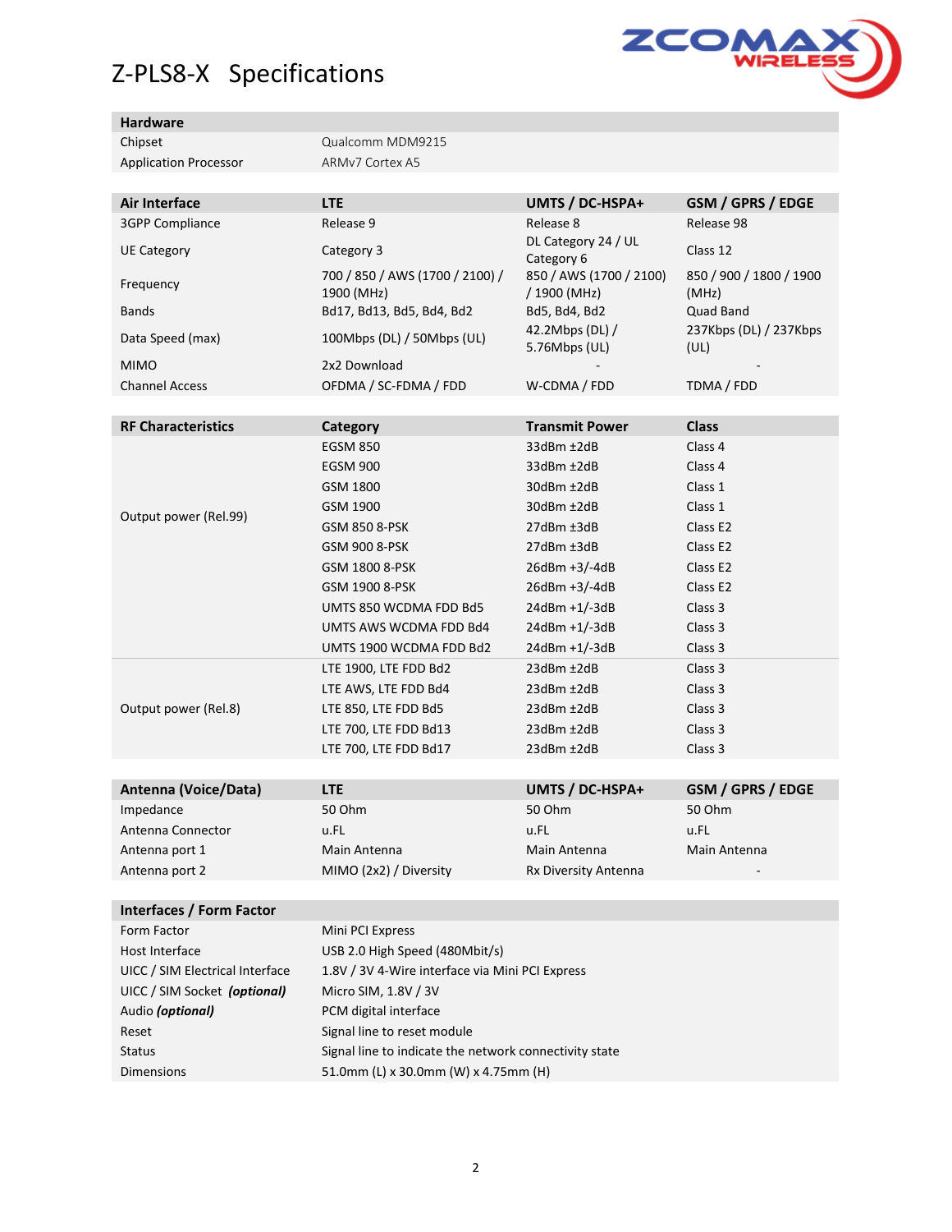# Z-PLS8-X Specifications

| Hardware | |
|---|---|
| Chipset | Qualcomm MDM9215 |
| Application Processor | ARMv7 Cortex A5 |

| Air Interface | LTE | UMTS / DC-HSPA+ | GSM / GPRS / EDGE |
|---|---|---|---|
| 3GPP Compliance | Release 9 | Release 8 | Release 98 |
| UE Category | Category 3 | DL Category 24 / UL Category 6 | Class 12 |
| Frequency | 700 / 850 / AWS (1700 / 2100) / 1900 (MHz) | 850 / AWS (1700 / 2100) / 1900 (MHz) | 850 / 900 / 1800 / 1900 (MHz) |
| Bands | Bd17, Bd13, Bd5, Bd4, Bd2 | Bd5, Bd4, Bd2 | Quad Band |
| Data Speed (max) | 100Mbps (DL) / 50Mbps (UL) | 42.2Mbps (DL) / 5.76Mbps (UL) | 237Kbps (DL) / 237Kbps (UL) |
| MIMO | 2x2 Download | - | - |
| Channel Access | OFDMA / SC-FDMA / FDD | W-CDMA / FDD | TDMA / FDD |

| RF Characteristics | Category | Transmit Power | Class |
|---|---|---|---|
| Output power (Rel.99) | EGSM 850 | 33dBm ±2dB | Class 4 |
| | EGSM 900 | 33dBm ±2dB | Class 4 |
| | GSM 1800 | 30dBm ±2dB | Class 1 |
| | GSM 1900 | 30dBm ±2dB | Class 1 |
| | GSM 850 8-PSK | 27dBm ±3dB | Class E2 |
| | GSM 900 8-PSK | 27dBm ±3dB | Class E2 |
| | GSM 1800 8-PSK | 26dBm +3/-4dB | Class E2 |
| | GSM 1900 8-PSK | 26dBm +3/-4dB | Class E2 |
| | UMTS 850 WCDMA FDD Bd5 | 24dBm +1/-3dB | Class 3 |
| | UMTS AWS WCDMA FDD Bd4 | 24dBm +1/-3dB | Class 3 |
| | UMTS 1900 WCDMA FDD Bd2 | 24dBm +1/-3dB | Class 3 |
| Output power (Rel.8) | LTE 1900, LTE FDD Bd2 | 23dBm ±2dB | Class 3 |
| | LTE AWS, LTE FDD Bd4 | 23dBm ±2dB | Class 3 |
| | LTE 850, LTE FDD Bd5 | 23dBm ±2dB | Class 3 |
| | LTE 700, LTE FDD Bd13 | 23dBm ±2dB | Class 3 |
| | LTE 700, LTE FDD Bd17 | 23dBm ±2dB | Class 3 |

| Antenna (Voice/Data) | LTE | UMTS / DC-HSPA+ | GSM / GPRS / EDGE |
|---|---|---|---|
| Impedance | 50 Ohm | 50 Ohm | 50 Ohm |
| Antenna Connector | u.FL | u.FL | u.FL |
| Antenna port 1 | Main Antenna | Main Antenna | Main Antenna |
| Antenna port 2 | MIMO (2x2) / Diversity | Rx Diversity Antenna | - |

| Interfaces / Form Factor | |
|---|---|
| Form Factor | Mini PCI Express |
| Host Interface | USB 2.0 High Speed (480Mbit/s) |
| UICC / SIM Electrical Interface | 1.8V / 3V 4-Wire interface via Mini PCI Express |
| UICC / SIM Socket ***(optional)*** | Micro SIM, 1.8V / 3V |
| Audio ***(optional)*** | PCM digital interface |
| Reset | Signal line to reset module |
| Status | Signal line to indicate the network connectivity state |
| Dimensions | 51.0mm (L) x 30.0mm (W) x 4.75mm (H) |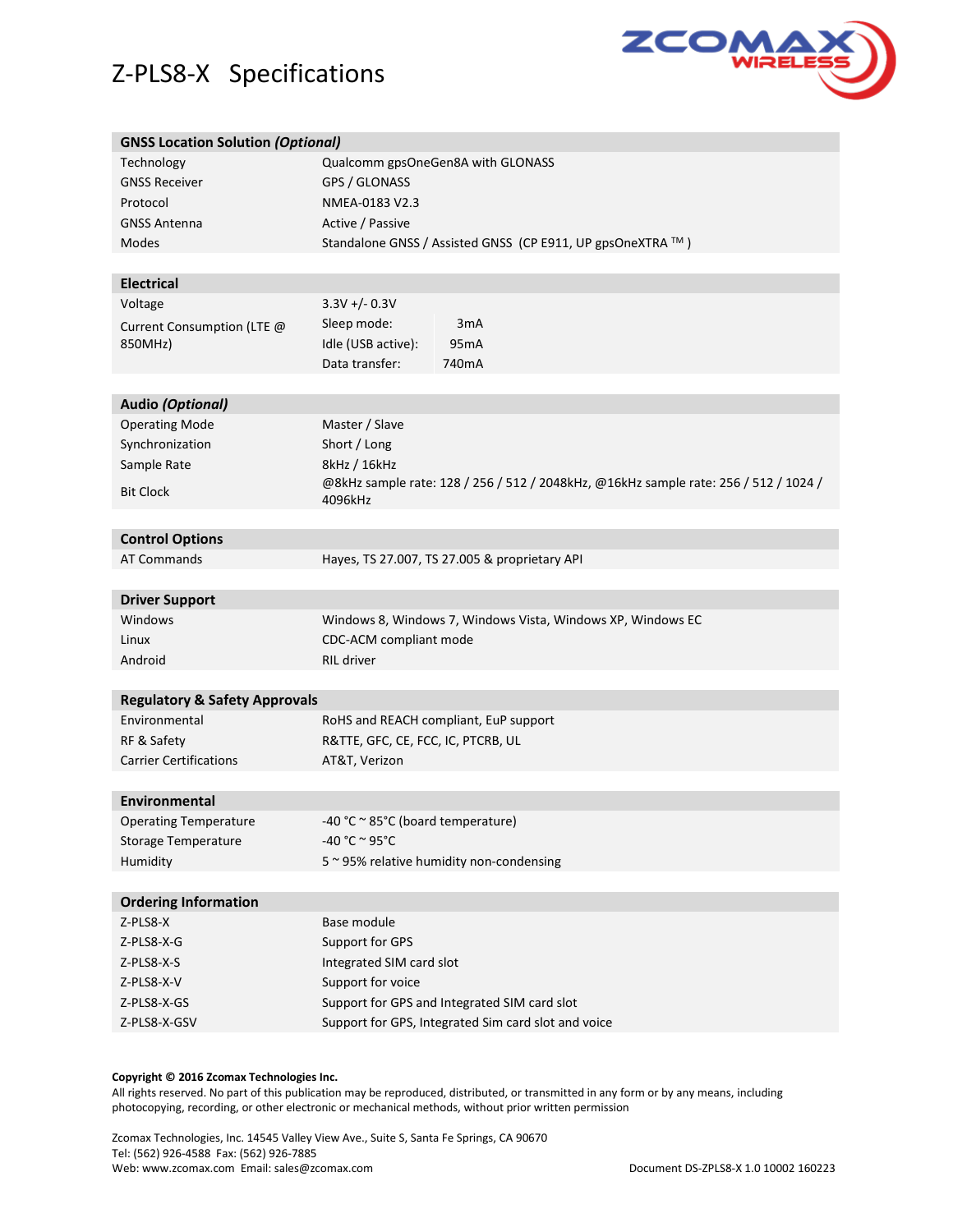# Z-PLS8-X Specifications

| **GNSS Location Solution *(Optional)*** | |
| --- | --- |
| Technology | Qualcomm gpsOneGen8A with GLONASS |
| GNSS Receiver | GPS / GLONASS |
| Protocol | NMEA-0183 V2.3 |
| GNSS Antenna | Active / Passive |
| Modes | Standalone GNSS / Assisted GNSS (CP E911, UP gpsOneXTRA ™ ) |

| **Electrical** | | |
| --- | --- | --- |
| Voltage | 3.3V +/- 0.3V | |
| Current Consumption (LTE @ 850MHz) | Sleep mode: | 3mA |
| | Idle (USB active): | 95mA |
| | Data transfer: | 740mA |

| **Audio *(Optional)*** | |
| --- | --- |
| Operating Mode | Master / Slave |
| Synchronization | Short / Long |
| Sample Rate | 8kHz / 16kHz |
| Bit Clock | @8kHz sample rate: 128 / 256 / 512 / 2048kHz, @16kHz sample rate: 256 / 512 / 1024 / 4096kHz |

| **Control Options** | |
| --- | --- |
| AT Commands | Hayes, TS 27.007, TS 27.005 & proprietary API |

| **Driver Support** | |
| --- | --- |
| Windows | Windows 8, Windows 7, Windows Vista, Windows XP, Windows EC |
| Linux | CDC-ACM compliant mode |
| Android | RIL driver |

| **Regulatory & Safety Approvals** | |
| --- | --- |
| Environmental | RoHS and REACH compliant, EuP support |
| RF & Safety | R&TTE, GFC, CE, FCC, IC, PTCRB, UL |
| Carrier Certifications | AT&T, Verizon |

| **Environmental** | |
| --- | --- |
| Operating Temperature | -40 °C ~ 85°C (board temperature) |
| Storage Temperature | -40 °C ~ 95°C |
| Humidity | 5 ~ 95% relative humidity non-condensing |

| **Ordering Information** | |
| --- | --- |
| Z-PLS8-X | Base module |
| Z-PLS8-X-G | Support for GPS |
| Z-PLS8-X-S | Integrated SIM card slot |
| Z-PLS8-X-V | Support for voice |
| Z-PLS8-X-GS | Support for GPS and Integrated SIM card slot |
| Z-PLS8-X-GSV | Support for GPS, Integrated Sim card slot and voice |

**Copyright © 2016 Zcomax Technologies Inc.**
All rights reserved. No part of this publication may be reproduced, distributed, or transmitted in any form or by any means, including photocopying, recording, or other electronic or mechanical methods, without prior written permission

Zcomax Technologies, Inc. 14545 Valley View Ave., Suite S, Santa Fe Springs, CA 90670
Tel: (562) 926-4588 Fax: (562) 926-7885
Web: www.zcomax.com Email: sales@zcomax.com

Document DS-ZPLS8-X 1.0 10002 160223